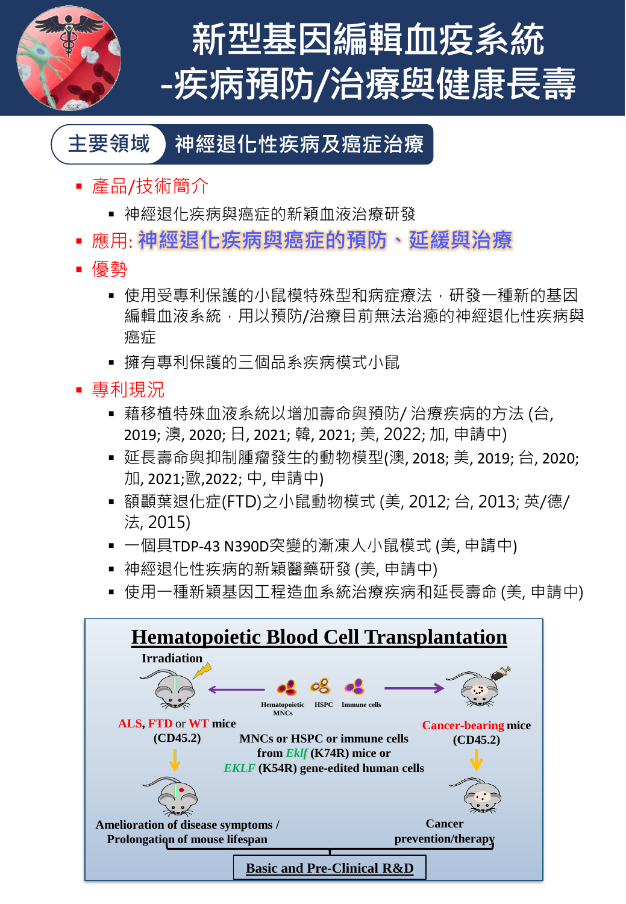# 新型基因編輯血疫系統
# -疾病預防/治療與健康長壽

## 主要領域 神經退化性疾病及癌症治療

- **產品/技術簡介**
  - 神經退化疾病與癌症的新穎血液治療研發
- **應用: 神經退化疾病與癌症的預防、延緩與治療**
- **優勢**
  - 使用受專利保護的小鼠模特殊型和病症療法，研發一種新的基因編輯血液系統，用以預防/治療目前無法治癒的神經退化性疾病與癌症
  - 擁有專利保護的三個品系疾病模式小鼠
- **專利現況**
  - 藉移植特殊血液系統以增加壽命與預防/ 治療疾病的方法 (台, 2019; 澳, 2020; 日, 2021; 韓, 2021; 美, 2022; 加, 申請中)
  - 延長壽命與抑制腫瘤發生的動物模型(澳, 2018; 美, 2019; 台, 2020; 加, 2021;歐,2022; 中, 申請中)
  - 額顳葉退化症(FTD)之小鼠動物模式 (美, 2012; 台, 2013; 英/德/法, 2015)
  - 一個具TDP-43 N390D突變的漸凍人小鼠模式 (美, 申請中)
  - 神經退化性疾病的新穎醫藥研發 (美, 申請中)
  - 使用一種新穎基因工程造血系統治療疾病和延長壽命 (美, 申請中)

**Hematopoietic Blood Cell Transplantation**

Irradiation

ALS, FTD or WT mice (CD45.2)

Hematopoietic MNCs | HSPC | Immune cells

MNCs or HSPC or immune cells from *Eklf* (K74R) mice or *EKLF* (K54R) gene-edited human cells

Cancer-bearing mice (CD45.2)

Amelioration of disease symptoms / Prolongation of mouse lifespan

Cancer prevention/therapy

Basic and Pre-Clinical R&D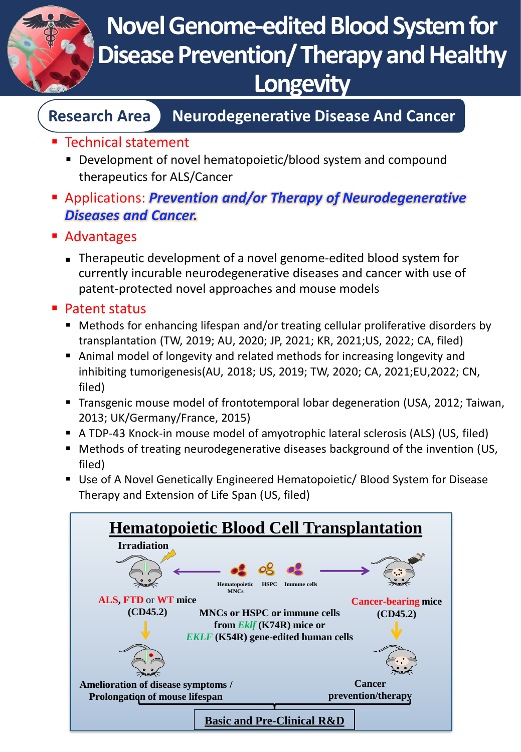# Novel Genome-edited Blood System for Disease Prevention/ Therapy and Healthy Longevity

**Research Area** | **Neurodegenerative Disease And Cancer**

- Technical statement
  - Development of novel hematopoietic/blood system and compound therapeutics for ALS/Cancer
- Applications: ***Prevention and/or Therapy of Neurodegenerative Diseases and Cancer.***
- Advantages
  - Therapeutic development of a novel genome-edited blood system for currently incurable neurodegenerative diseases and cancer with use of patent-protected novel approaches and mouse models
- Patent status
  - Methods for enhancing lifespan and/or treating cellular proliferative disorders by transplantation (TW, 2019; AU, 2020; JP, 2021; KR, 2021;US, 2022; CA, filed)
  - Animal model of longevity and related methods for increasing longevity and inhibiting tumorigenesis(AU, 2018; US, 2019; TW, 2020; CA, 2021;EU,2022; CN, filed)
  - Transgenic mouse model of frontotemporal lobar degeneration (USA, 2012; Taiwan, 2013; UK/Germany/France, 2015)
  - A TDP-43 Knock-in mouse model of amyotrophic lateral sclerosis (ALS) (US, filed)
  - Methods of treating neurodegenerative diseases background of the invention (US, filed)
  - Use of A Novel Genetically Engineered Hematopoietic/ Blood System for Disease Therapy and Extension of Life Span (US, filed)

## Hematopoietic Blood Cell Transplantation

Irradiation

Hematopoietic MNCs | HSPC | Immune cells

ALS, FTD or WT mice (CD45.2)

MNCs or HSPC or immune cells from *Eklf* (K74R) mice or *EKLF* (K54R) gene-edited human cells

Cancer-bearing mice (CD45.2)

Amelioration of disease symptoms / Prolongation of mouse lifespan

Cancer prevention/therapy

Basic and Pre-Clinical R&D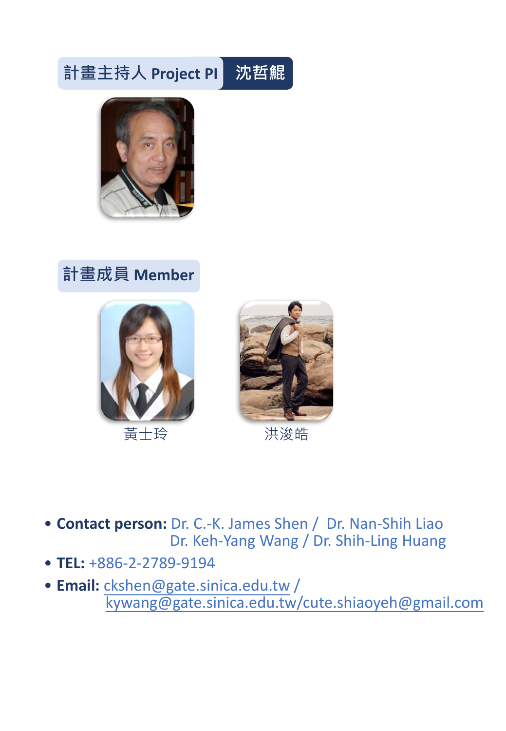## 計畫主持人 Project PI 沈哲鯤

## 計畫成員 Member

黃士玲

洪浚皓

- **Contact person:** Dr. C.-K. James Shen / Dr. Nan-Shih Liao
  Dr. Keh-Yang Wang / Dr. Shih-Ling Huang
- **TEL:** +886-2-2789-9194
- **Email:** ckshen@gate.sinica.edu.tw /
  kywang@gate.sinica.edu.tw/cute.shiaoyeh@gmail.com